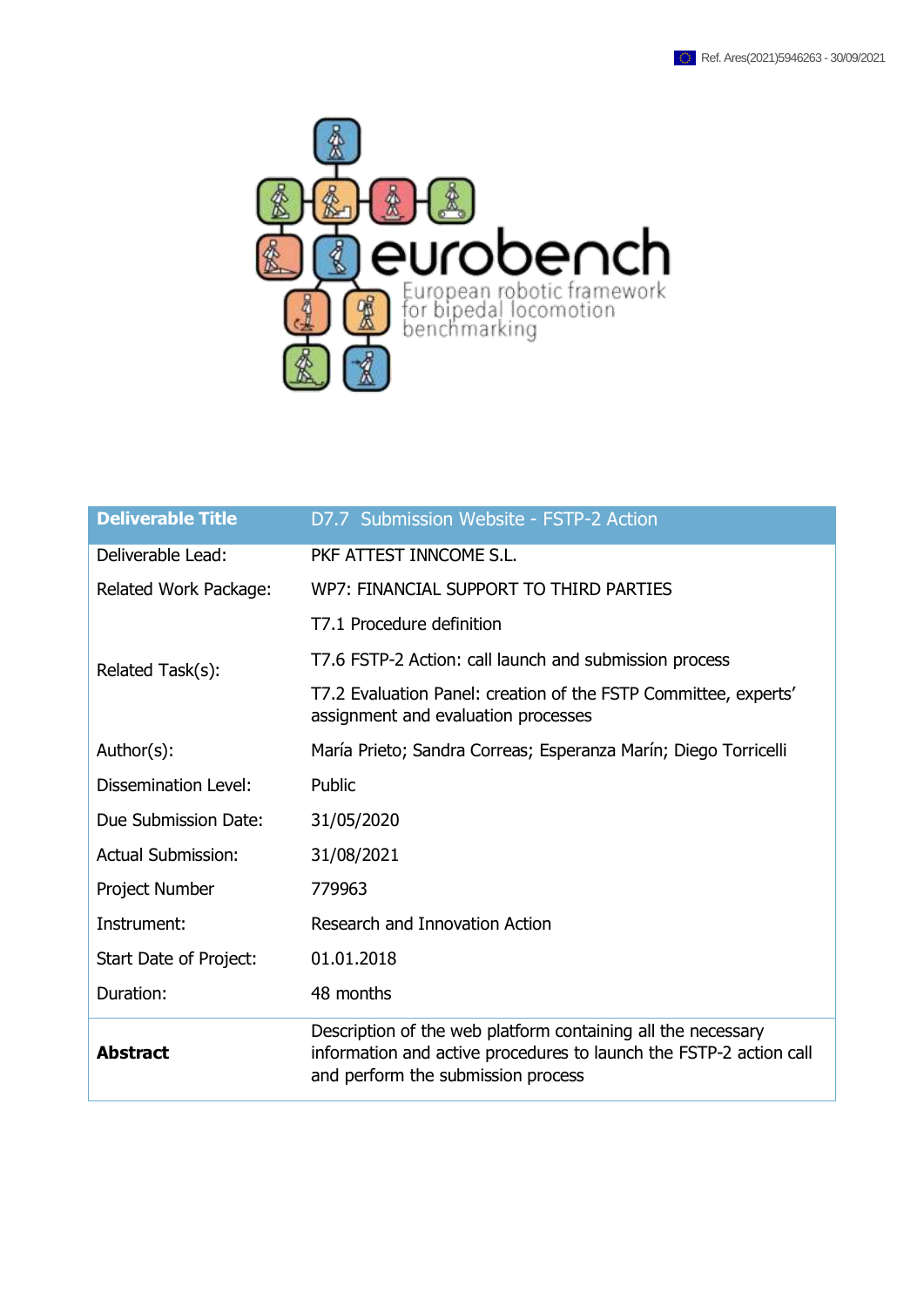Ref. Ares(2021)5946263 - 30/09/2021

eurobench

European robotic framework for bipedal locomotion benchmarking

| Deliverable Title | D7.7 Submission Website - FSTP-2 Action |
|---|---|
| Deliverable Lead: | PKF ATTEST INNCOME S.L. |
| Related Work Package: | WP7: FINANCIAL SUPPORT TO THIRD PARTIES |
| Related Task(s): | T7.1 Procedure definition<br>T7.6 FSTP-2 Action: call launch and submission process<br>T7.2 Evaluation Panel: creation of the FSTP Committee, experts' assignment and evaluation processes |
| Author(s): | María Prieto; Sandra Correas; Esperanza Marín; Diego Torricelli |
| Dissemination Level: | Public |
| Due Submission Date: | 31/05/2020 |
| Actual Submission: | 31/08/2021 |
| Project Number | 779963 |
| Instrument: | Research and Innovation Action |
| Start Date of Project: | 01.01.2018 |
| Duration: | 48 months |
| **Abstract** | Description of the web platform containing all the necessary information and active procedures to launch the FSTP-2 action call and perform the submission process |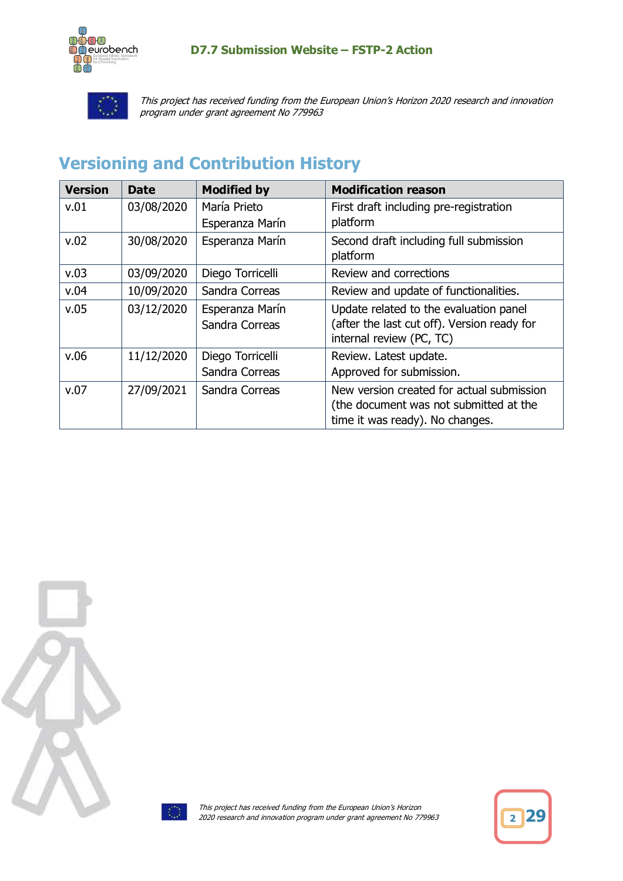## Versioning and Contribution History

| Version | Date | Modified by | Modification reason |
|---|---|---|---|
| v.01 | 03/08/2020 | María Prieto<br>Esperanza Marín | First draft including pre-registration platform |
| v.02 | 30/08/2020 | Esperanza Marín | Second draft including full submission platform |
| v.03 | 03/09/2020 | Diego Torricelli | Review and corrections |
| v.04 | 10/09/2020 | Sandra Correas | Review and update of functionalities. |
| v.05 | 03/12/2020 | Esperanza Marín<br>Sandra Correas | Update related to the evaluation panel (after the last cut off). Version ready for internal review (PC, TC) |
| v.06 | 11/12/2020 | Diego Torricelli<br>Sandra Correas | Review. Latest update.<br>Approved for submission. |
| v.07 | 27/09/2021 | Sandra Correas | New version created for actual submission (the document was not submitted at the time it was ready). No changes. |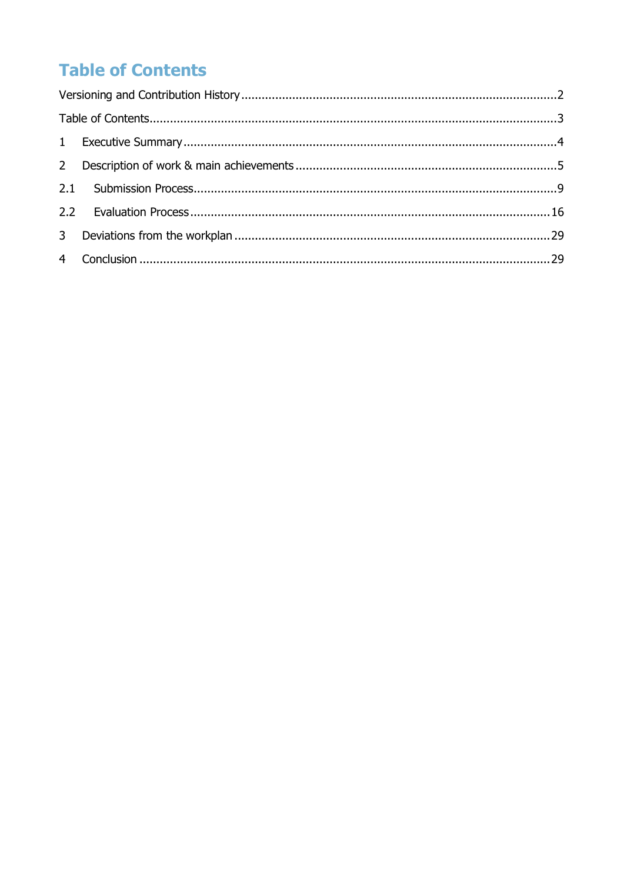# Table of Contents

Versioning and Contribution History ........................................................................................2

Table of Contents.......................................................................................................................3

1 Executive Summary ...............................................................................................................4

2 Description of work & main achievements .............................................................................5

2.1 Submission Process.............................................................................................................9

2.2 Evaluation Process .............................................................................................................16

3 Deviations from the workplan ................................................................................................29

4 Conclusion ............................................................................................................................29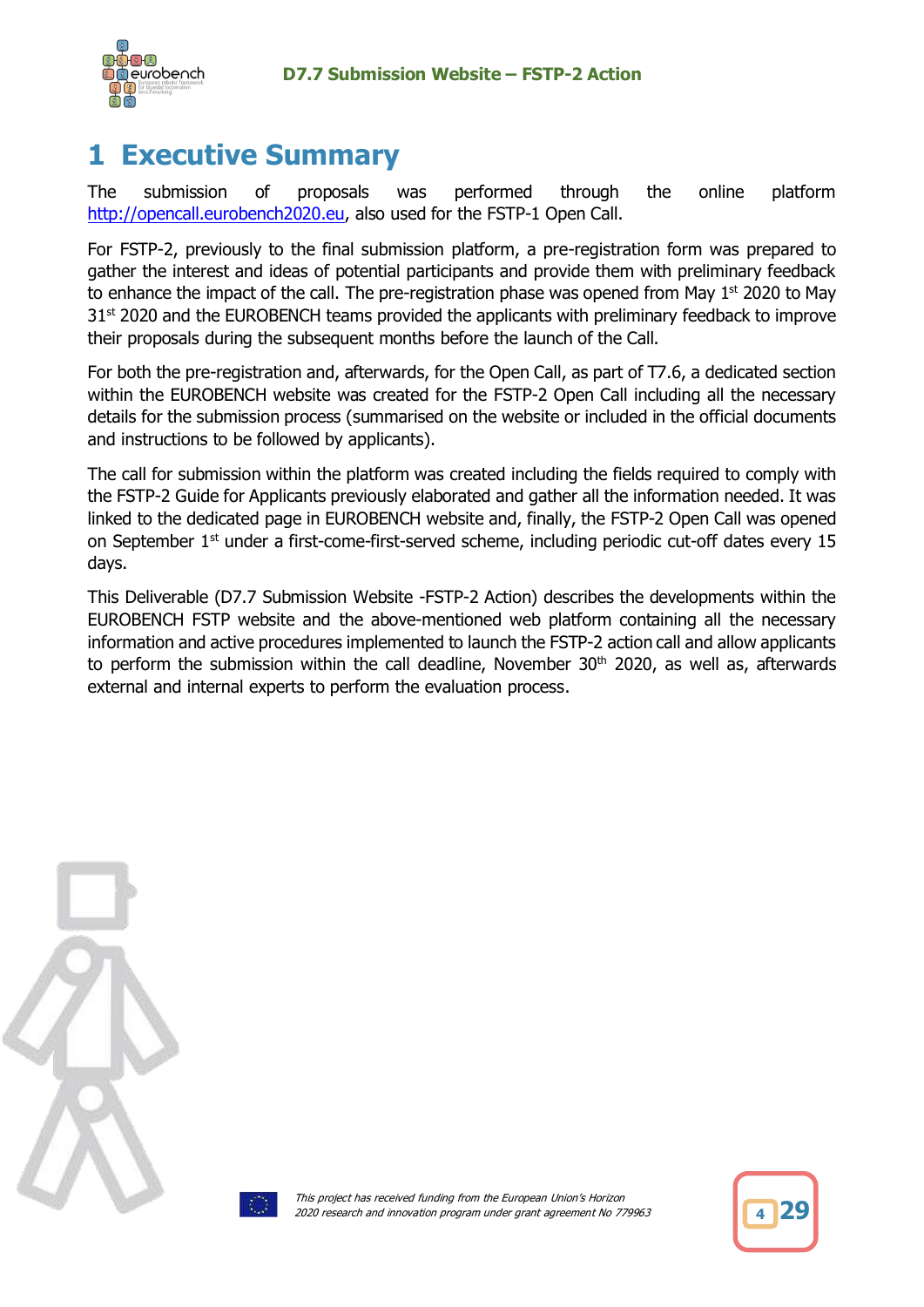# 1 Executive Summary

The submission of proposals was performed through the online platform http://opencall.eurobench2020.eu, also used for the FSTP-1 Open Call.

For FSTP-2, previously to the final submission platform, a pre-registration form was prepared to gather the interest and ideas of potential participants and provide them with preliminary feedback to enhance the impact of the call. The pre-registration phase was opened from May 1st 2020 to May 31st 2020 and the EUROBENCH teams provided the applicants with preliminary feedback to improve their proposals during the subsequent months before the launch of the Call.

For both the pre-registration and, afterwards, for the Open Call, as part of T7.6, a dedicated section within the EUROBENCH website was created for the FSTP-2 Open Call including all the necessary details for the submission process (summarised on the website or included in the official documents and instructions to be followed by applicants).

The call for submission within the platform was created including the fields required to comply with the FSTP-2 Guide for Applicants previously elaborated and gather all the information needed. It was linked to the dedicated page in EUROBENCH website and, finally, the FSTP-2 Open Call was opened on September 1st under a first-come-first-served scheme, including periodic cut-off dates every 15 days.

This Deliverable (D7.7 Submission Website -FSTP-2 Action) describes the developments within the EUROBENCH FSTP website and the above-mentioned web platform containing all the necessary information and active procedures implemented to launch the FSTP-2 action call and allow applicants to perform the submission within the call deadline, November 30th 2020, as well as, afterwards external and internal experts to perform the evaluation process.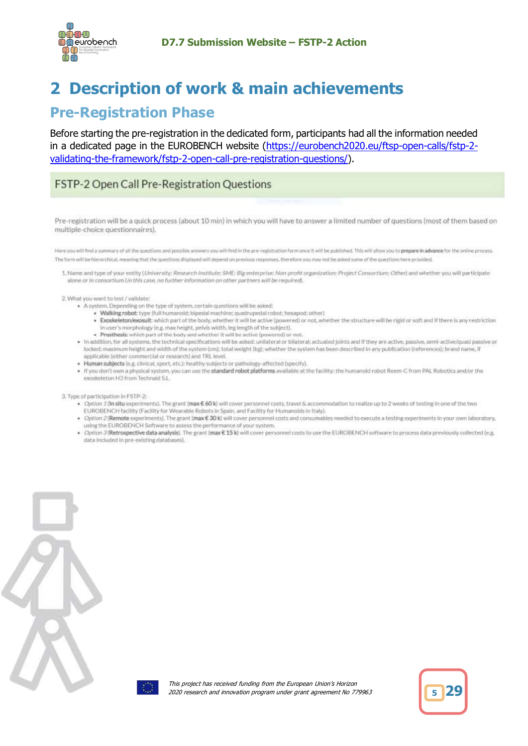# 2 Description of work & main achievements

## Pre-Registration Phase

Before starting the pre-registration in the dedicated form, participants had all the information needed in a dedicated page in the EUROBENCH website (https://eurobench2020.eu/ftsp-open-calls/fstp-2-validating-the-framework/fstp-2-open-call-pre-registration-questions/).

### FSTP-2 Open Call Pre-Registration Questions

Pre-registration will be a quick process (about 10 min) in which you will have to answer a limited number of questions (most of them based on multiple-choice questionnaires).

Here you will find a summary of all the questions and possible answers you will find in the pre-registration form once it will be published. This will allow you to **prepare in advance** for the online process. The form will be hierarchical, meaning that the questions displayed will depend on previous responses, therefore you may not be asked some of the questions here provided.

1. Name and type of your entity (*University; Research Institute; SME; Big enterprise; Non-profit organization; Project Consortium; Other*) and whether you will participate alone or in consortium (*in this case, no further information on other partners will be required*).

2. What you want to test / validate:
   - A system. Depending on the type of system, certain questions will be asked:
     - **Walking robot**: type (full humanoid; bipedal machine; quadrupedal robot; hexapod; other)
     - **Exoskeleton/exosuit**: which part of the body, whether it will be active (powered) or not, whether the structure will be rigid or soft and if there is any restriction in user's morphology (e.g. max height, pelvis width, leg length of the subject).
     - **Prosthesis**: which part of the body and whether it will be active (powered) or not.
   - In addition, for all systems, the technical specifications will be asked: unilateral or bilateral; actuated joints and if they are active, passive, semi-active/quasi passive or locked; maximum height and width of the system (cm); total weight (kg); whether the system has been described in any publication (references); brand name, if applicable (either commercial or research) and TRL level.
   - **Human subjects** (e.g. clinical, sport, etc.): healthy subjects or pathology-affected (specify).
   - If you don't own a physical system, you can use the **standard robot platforms** available at the facility: the humanoid robot Reem-C from PAL Robotics and/or the exoskeleton H3 from Technaid S.L.

3. Type of participation in FSTP-2:
   - *Option 1* (**In situ** experiments). The grant (**max € 60 k**) will cover personnel costs, travel & accommodation to realize up to 2 weeks of testing in one of the two EUROBENCH facility (Facility for Wearable Robots in Spain, and Facility for Humanoids in Italy).
   - *Option 2* (**Remote** experiments). The grant (**max € 30 k**) will cover personnel costs and consumables needed to execute a testing experiments in your own laboratory, using the EUROBENCH Software to assess the performance of your system.
   - *Option 3* (**Retrospective data analysis**). The grant (**max € 15 k**) will cover personnel costs to use the EUROBENCH software to process data previously collected (e.g. data included in pre-existing databases).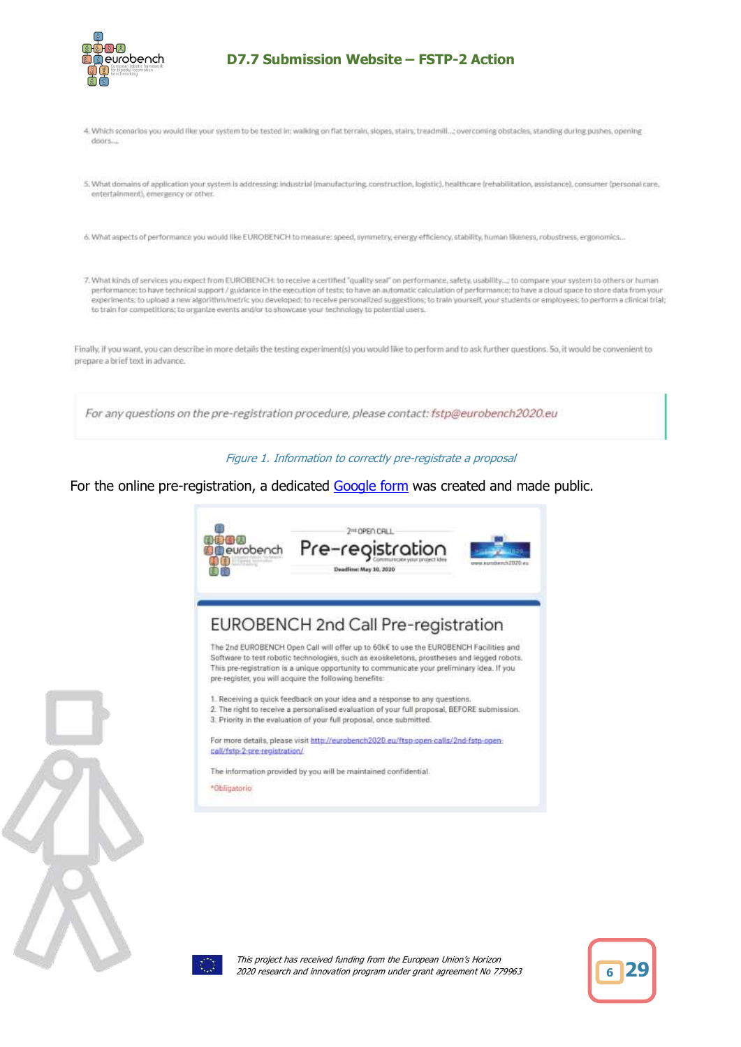4. Which scenarios you would like your system to be tested in: walking on flat terrain, slopes, stairs, treadmill...; overcoming obstacles, standing during pushes, opening doors...

5. What domains of application your system is addressing: industrial (manufacturing, construction, logistic), healthcare (rehabilitation, assistance), consumer (personal care, entertainment), emergency or other.

6. What aspects of performance you would like EUROBENCH to measure: speed, symmetry, energy efficiency, stability, human likeness, robustness, ergonomics...

7. What kinds of services you expect from EUROBENCH: to receive a certified "quality seal" on performance, safety, usability...; to compare your system to others or human performance; to have technical support / guidance in the execution of tests; to have an automatic calculation of performance; to have a cloud space to store data from your experiments; to upload a new algorithm/metric you developed; to receive personalized suggestions; to train yourself, your students or employees; to perform a clinical trial; to train for competitions; to organize events and/or to showcase your technology to potential users.

Finally, if you want, you can describe in more details the testing experiment(s) you would like to perform and to ask further questions. So, it would be convenient to prepare a brief text in advance.

*For any questions on the pre-registration procedure, please contact: fstp@eurobench2020.eu*

*Figure 1. Information to correctly pre-registrate a proposal*

For the online pre-registration, a dedicated [Google form]() was created and made public.

2nd OPEN CALL

Pre-registration

Communicate your project idea

Deadline: May 30, 2020

www.eurobench2020.eu

## EUROBENCH 2nd Call Pre-registration

The 2nd EUROBENCH Open Call will offer up to 60k€ to use the EUROBENCH Facilities and Software to test robotic technologies, such as exoskeletons, prostheses and legged robots. This pre-registration is a unique opportunity to communicate your preliminary idea. If you pre-register, you will acquire the following benefits:

1. Receiving a quick feedback on your idea and a response to any questions.
2. The right to receive a personalised evaluation of your full proposal, BEFORE submission.
3. Priority in the evaluation of your full proposal, once submitted.

For more details, please visit http://eurobench2020.eu/ftsp-open-calls/2nd-fstp-open-call/fstp-2-pre-registration/

The information provided by you will be maintained confidential.

*Obligatorio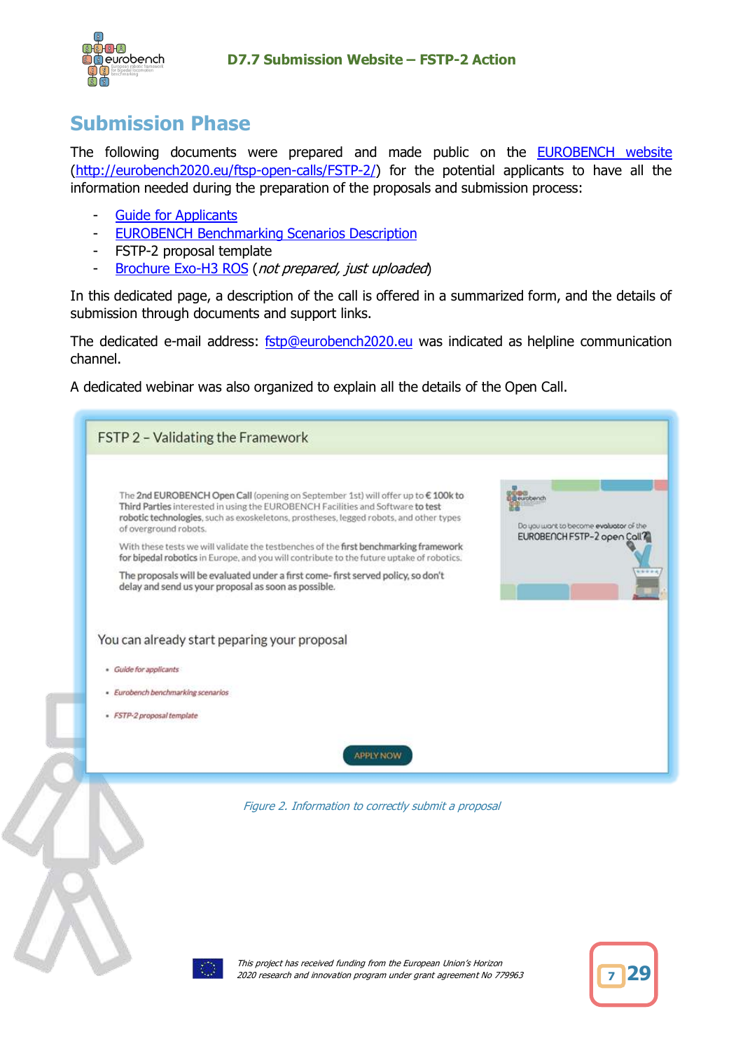# Submission Phase

The following documents were prepared and made public on the [EUROBENCH website](http://eurobench2020.eu/ftsp-open-calls/FSTP-2/) ([http://eurobench2020.eu/ftsp-open-calls/FSTP-2/](http://eurobench2020.eu/ftsp-open-calls/FSTP-2/)) for the potential applicants to have all the information needed during the preparation of the proposals and submission process:

- [Guide for Applicants]()
- [EUROBENCH Benchmarking Scenarios Description]()
- FSTP-2 proposal template
- [Brochure Exo-H3 ROS]() (*not prepared, just uploaded*)

In this dedicated page, a description of the call is offered in a summarized form, and the details of submission through documents and support links.

The dedicated e-mail address: [fstp@eurobench2020.eu](mailto:fstp@eurobench2020.eu) was indicated as helpline communication channel.

A dedicated webinar was also organized to explain all the details of the Open Call.

FSTP 2 – Validating the Framework

The **2nd EUROBENCH Open Call** (opening on September 1st) will offer up to **€ 100k to Third Parties** interested in using the EUROBENCH Facilities and Software **to test robotic technologies**, such as exoskeletons, prostheses, legged robots, and other types of overground robots.

With these tests we will validate the testbenches of the **first benchmarking framework for bipedal robotics** in Europe, and you will contribute to the future uptake of robotics.

**The proposals will be evaluated under a first come- first served policy, so don't delay and send us your proposal as soon as possible.**

Do you want to become **evaluator** of the EUROBENCH FSTP-2 open Call?

You can already start pepаring your proposal

- *Guide for applicants*
- *Eurobench benchmarking scenarios*
- *FSTP-2 proposal template*

APPLY NOW

*Figure 2. Information to correctly submit a proposal*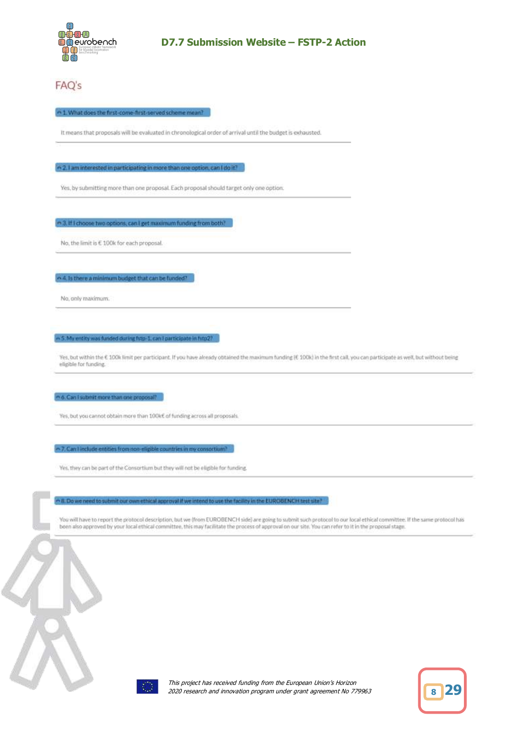## FAQ's

**1. What does the first-come-first-served scheme mean?**

It means that proposals will be evaluated in chronological order of arrival until the budget is exhausted.

**2. I am interested in participating in more than one option, can I do it?**

Yes, by submitting more than one proposal. Each proposal should target only one option.

**3. If I choose two options, can I get maximum funding from both?**

No, the limit is € 100k for each proposal.

**4. Is there a minimum budget that can be funded?**

No, only maximum.

**5. My entity was funded during fstp-1, can I participate in fstp2?**

Yes, but within the € 100k limit per participant. If you have already obtained the maximum funding (€ 100k) in the first call, you can participate as well, but without being eligible for funding.

**6. Can I submit more than one proposal?**

Yes, but you cannot obtain more than 100k€ of funding across all proposals.

**7. Can I include entities from non-eligible countries in my consortium?**

Yes, they can be part of the Consortium but they will not be eligible for funding.

**8. Do we need to submit our own ethical approval if we intend to use the facility in the EUROBENCH test site?**

You will have to report the protocol description, but we (from EUROBENCH side) are going to submit such protocol to our local ethical committee. If the same protocol has been also approved by your local ethical committee, this may facilitate the process of approval on our site. You can refer to it in the proposal stage.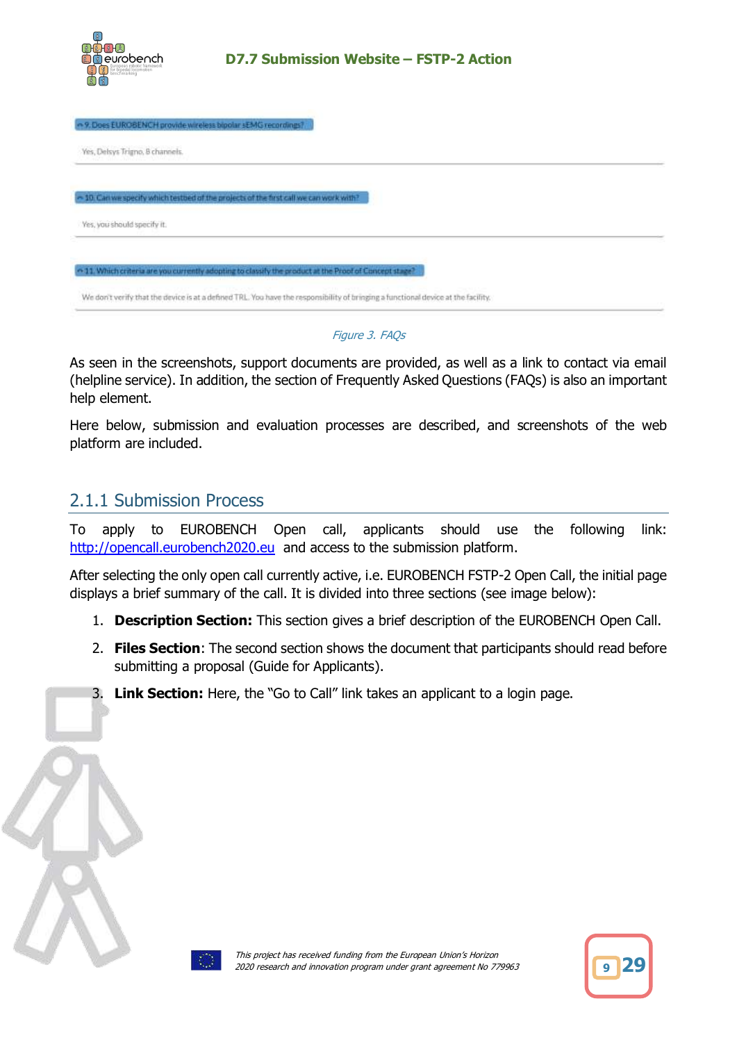^ 9. Does EUROBENCH provide wireless bipolar sEMG recordings?

Yes, Delsys Trigno, 8 channels.

^ 10. Can we specify which testbed of the projects of the first call we can work with?

Yes, you should specify it.

^ 11. Which criteria are you currently adopting to classify the product at the Proof of Concept stage?

We don't verify that the device is at a defined TRL. You have the responsibility of bringing a functional device at the facility.

*Figure 3. FAQs*

As seen in the screenshots, support documents are provided, as well as a link to contact via email (helpline service). In addition, the section of Frequently Asked Questions (FAQs) is also an important help element.

Here below, submission and evaluation processes are described, and screenshots of the web platform are included.

### 2.1.1 Submission Process

To apply to EUROBENCH Open call, applicants should use the following link: http://opencall.eurobench2020.eu and access to the submission platform.

After selecting the only open call currently active, i.e. EUROBENCH FSTP-2 Open Call, the initial page displays a brief summary of the call. It is divided into three sections (see image below):

1. **Description Section:** This section gives a brief description of the EUROBENCH Open Call.
2. **Files Section**: The second section shows the document that participants should read before submitting a proposal (Guide for Applicants).
3. **Link Section:** Here, the "Go to Call" link takes an applicant to a login page.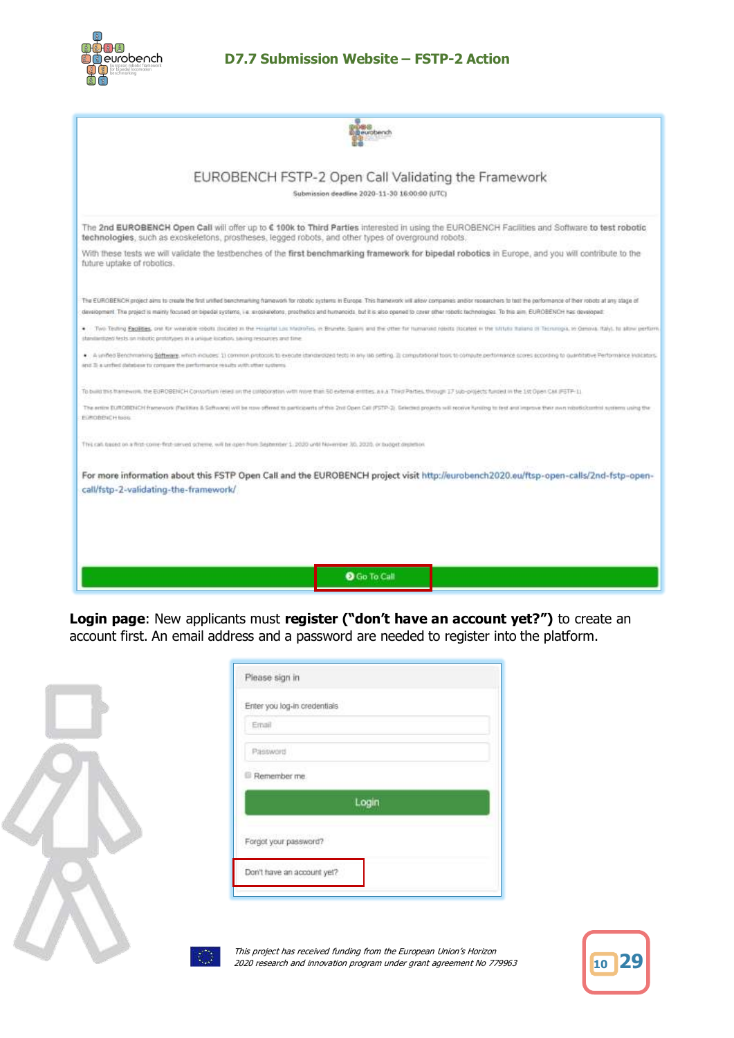EUROBENCH FSTP-2 Open Call Validating the Framework

Submission deadline 2020-11-30 16:00:00 (UTC)

The 2nd **EUROBENCH Open Call** will offer up to **€ 100k to Third Parties** interested in using the EUROBENCH Facilities and Software **to test robotic technologies**, such as exoskeletons, prostheses, legged robots, and other types of overground robots.

With these tests we will validate the testbenches of the **first benchmarking framework for bipedal robotics** in Europe, and you will contribute to the future uptake of robotics.

The EUROBENCH project aims to create the first unified benchmarking framework for robotic systems in Europe. This framework will allow companies and/or researchers to test the performance of their robots at any stage of development. The project is mainly focused on bipedal systems, i.e. exoskeletons, prosthetics and humanoids, but it is also opened to cover other robotic technologies. To this aim, EUROBENCH has developed:

- Two Testing Facilities, one for wearable robots (located in the Hospital Los Madroños, in Brunete, Spain) and the other for humanoid robots (located in the Istituto Italiano di Tecnologia, in Genova, Italy), to allow perform standardized tests on robotic prototypes in a unique location, saving resources and time.
- A unified Benchmarking Software, which includes: 1) common protocols to execute standardized tests in any lab setting, 2) computational tools to compute performance scores according to quantitative Performance Indicators, and 3) a unified database to compare the performance results with other systems.

To build this framework, the EUROBENCH Consortium relied on the collaboration with more than 50 external entities, a.k.a. Third Parties, through 17 sub-projects funded in the 1st Open Call (FSTP-1).

The entire EUROBENCH framework (Facilities & Software) will be now offered to participants of this 2nd Open Call (FSTP-2). Selected projects will receive funding to test and improve their own robotic/control systems using the EUROBENCH tools.

This call, based on a first-come-first-served scheme, will be open from September 1, 2020 until November 30, 2020, or budget depletion.

**For more information about this FSTP Open Call and the EUROBENCH project visit** http://eurobench2020.eu/ftsp-open-calls/2nd-fstp-open-call/fstp-2-validating-the-framework/

Go To Call

**Login page**: New applicants must **register ("don't have an account yet?")** to create an account first. An email address and a password are needed to register into the platform.

Please sign in

Enter you log-in credentials

Email

Password

Remember me

Login

Forgot your password?

Don't have an account yet?

*This project has received funding from the European Union's Horizon 2020 research and innovation program under grant agreement No 779963*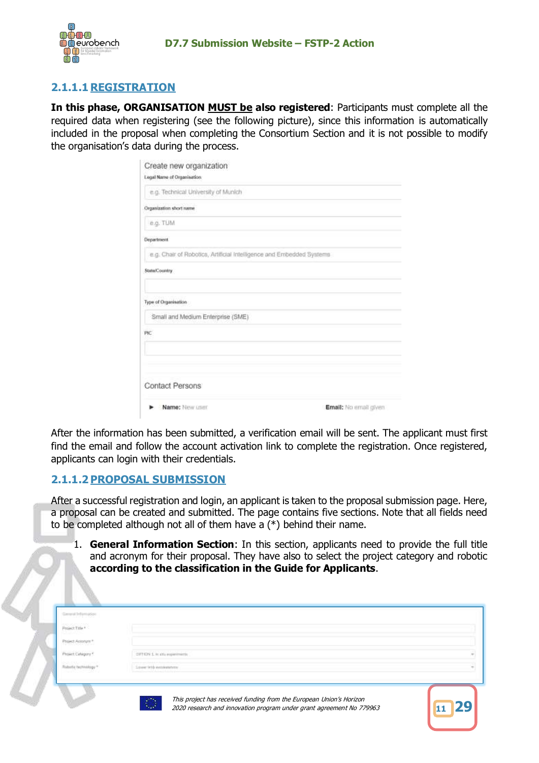### 2.1.1.1 REGISTRATION

**In this phase, ORGANISATION MUST be also registered**: Participants must complete all the required data when registering (see the following picture), since this information is automatically included in the proposal when completing the Consortium Section and it is not possible to modify the organisation's data during the process.

Create new organization

Legal Name of Organisation

e.g. Technical University of Munich

Organization short name

e.g. TUM

Department

e.g. Chair of Robotics, Artificial Intelligence and Embedded Systems

State/Country

Type of Organisation

Small and Medium Enterprise (SME)

PIC

Contact Persons

Name: New user    Email: No email given

After the information has been submitted, a verification email will be sent. The applicant must first find the email and follow the account activation link to complete the registration. Once registered, applicants can login with their credentials.

### 2.1.1.2 PROPOSAL SUBMISSION

After a successful registration and login, an applicant is taken to the proposal submission page. Here, a proposal can be created and submitted. The page contains five sections. Note that all fields need to be completed although not all of them have a (*) behind their name.

1. **General Information Section**: In this section, applicants need to provide the full title and acronym for their proposal. They have also to select the project category and robotic **according to the classification in the Guide for Applicants**.

General Information

Project Title *

Project Acronym *

Project Category * — OPTION 1. In situ experiments

Robotic technology * — Lower limb exoskeletons

*This project has received funding from the European Union's Horizon 2020 research and innovation program under grant agreement No 779963*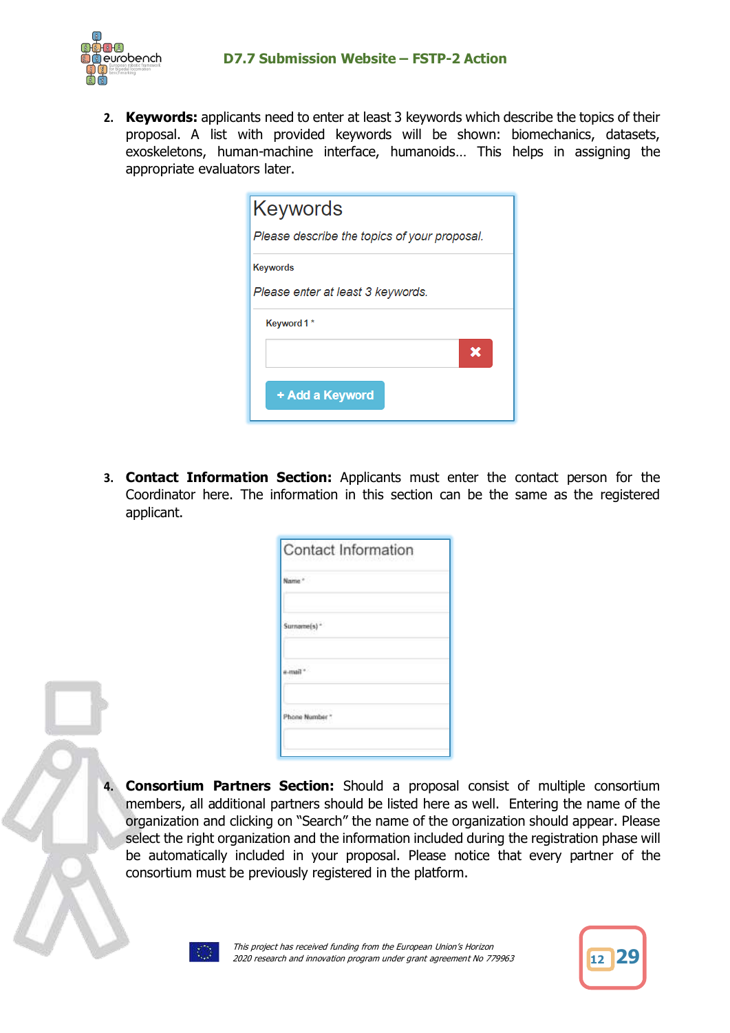2. **Keywords:** applicants need to enter at least 3 keywords which describe the topics of their proposal. A list with provided keywords will be shown: biomechanics, datasets, exoskeletons, human-machine interface, humanoids… This helps in assigning the appropriate evaluators later.

3. **Contact Information Section:** Applicants must enter the contact person for the Coordinator here. The information in this section can be the same as the registered applicant.

4. **Consortium Partners Section:** Should a proposal consist of multiple consortium members, all additional partners should be listed here as well. Entering the name of the organization and clicking on "Search" the name of the organization should appear. Please select the right organization and the information included during the registration phase will be automatically included in your proposal. Please notice that every partner of the consortium must be previously registered in the platform.

*This project has received funding from the European Union's Horizon 2020 research and innovation program under grant agreement No 779963*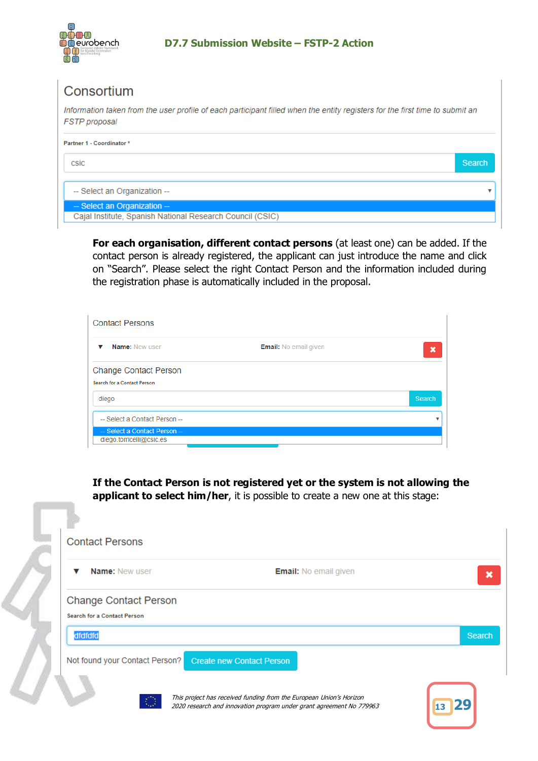## Consortium

*Information taken from the user profile of each participant filled when the entity registers for the first time to submit an FSTP proposal*

Partner 1 - Coordinator *

csic

Search

-- Select an Organization --

-- Select an Organization --

Cajal Institute, Spanish National Research Council (CSIC)

**For each organisation, different contact persons** (at least one) can be added. If the contact person is already registered, the applicant can just introduce the name and click on "Search". Please select the right Contact Person and the information included during the registration phase is automatically included in the proposal.

Contact Persons

**Name:** New user **Email:** No email given

Change Contact Person

Search for a Contact Person

diego

Search

-- Select a Contact Person --

-- Select a Contact Person --

diego.torricelli@csic.es

**If the Contact Person is not registered yet or the system is not allowing the applicant to select him/her**, it is possible to create a new one at this stage:

Contact Persons

**Name:** New user **Email:** No email given

Change Contact Person

Search for a Contact Person

dfdfdfd

Search

Not found your Contact Person? Create new Contact Person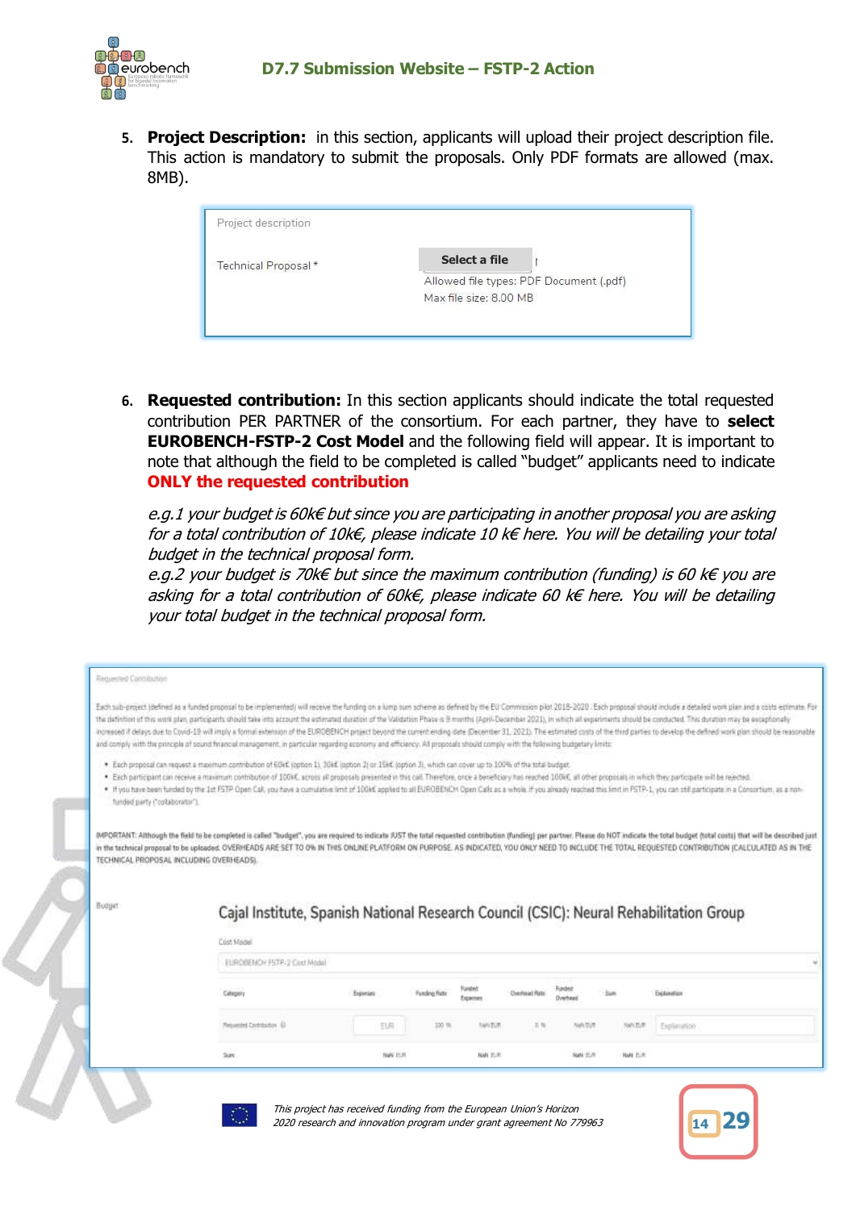5. **Project Description:** in this section, applicants will upload their project description file. This action is mandatory to submit the proposals. Only PDF formats are allowed (max. 8MB).

Project description

Technical Proposal * | Select a file

Allowed file types: PDF Document (.pdf)
Max file size: 8.00 MB

6. **Requested contribution:** In this section applicants should indicate the total requested contribution PER PARTNER of the consortium. For each partner, they have to **select EUROBENCH-FSTP-2 Cost Model** and the following field will appear. It is important to note that although the field to be completed is called "budget" applicants need to indicate **ONLY the requested contribution**

   *e.g.1 your budget is 60k€ but since you are participating in another proposal you are asking for a total contribution of 10k€, please indicate 10 k€ here. You will be detailing your total budget in the technical proposal form.*
   *e.g.2 your budget is 70k€ but since the maximum contribution (funding) is 60 k€ you are asking for a total contribution of 60k€, please indicate 60 k€ here. You will be detailing your total budget in the technical proposal form.*

Requested Contribution

Each sub-project (defined as a funded proposal to be implemented) will receive the funding on a lump sum scheme as defined by the EU Commission pilot 2018-2020. Each proposal should include a detailed work plan and a costs estimate. For the definition of this work plan, participants should take into account the estimated duration of the Validation Phase is 9 months (April-December 2021), in which all experiments should be conducted. This duration may be exceptionally increased if delays due to Covid-19 will imply a formal extension of the EUROBENCH project beyond the current ending date (December 31, 2021). The estimated costs of the third parties to develop the defined work plan should be reasonable and comply with the principle of sound financial management, in particular regarding economy and efficiency. All proposals should comply with the following budgetary limits:

- Each proposal can request a maximum contribution of 60k€ (option 1), 30k€ (option 2) or 15k€ (option 3), which can cover up to 100% of the total budget.
- Each participant can receive a maximum contribution of 100k€, across all proposals presented in this call. Therefore, once a beneficiary has reached 100k€, all other proposals in which they participate will be rejected.
- If you have been funded by the 1st FSTP Open Call, you have a cumulative limit of 100k€ applied to all EUROBENCH Open Calls as a whole. If you already reached this limit in FSTP-1, you can still participate in a Consortium, as a non-funded party ("collaborator").

IMPORTANT: Although the field to be completed is called "budget", you are required to indicate JUST the total requested contribution (funding) per partner. Please do NOT indicate the total budget (total costs) that will be described just in the technical proposal to be uploaded. OVERHEADS ARE SET TO 0% IN THIS ONLINE PLATFORM ON PURPOSE. AS INDICATED, YOU ONLY NEED TO INCLUDE THE TOTAL REQUESTED CONTRIBUTION (CALCULATED AS IN THE TECHNICAL PROPOSAL INCLUDING OVERHEADS).

Budget

**Cajal Institute, Spanish National Research Council (CSIC): Neural Rehabilitation Group**

Cost Model: EUROBENCH FSTP-2 Cost Model

| Category | Expenses | Funding Rate | Funded Expenses | Overhead Rate | Funded Overhead | Sum | Explanation |
|---|---|---|---|---|---|---|---|
| Requested Contribution | EUR | 100 % | NaN EUR | 0 % | NaN EUR | NaN EUR | Explanation |
| Sum | NaN EUR | | NaN EUR | | NaN EUR | NaN EUR | |

This project has received funding from the European Union's Horizon 2020 research and innovation program under grant agreement No 779963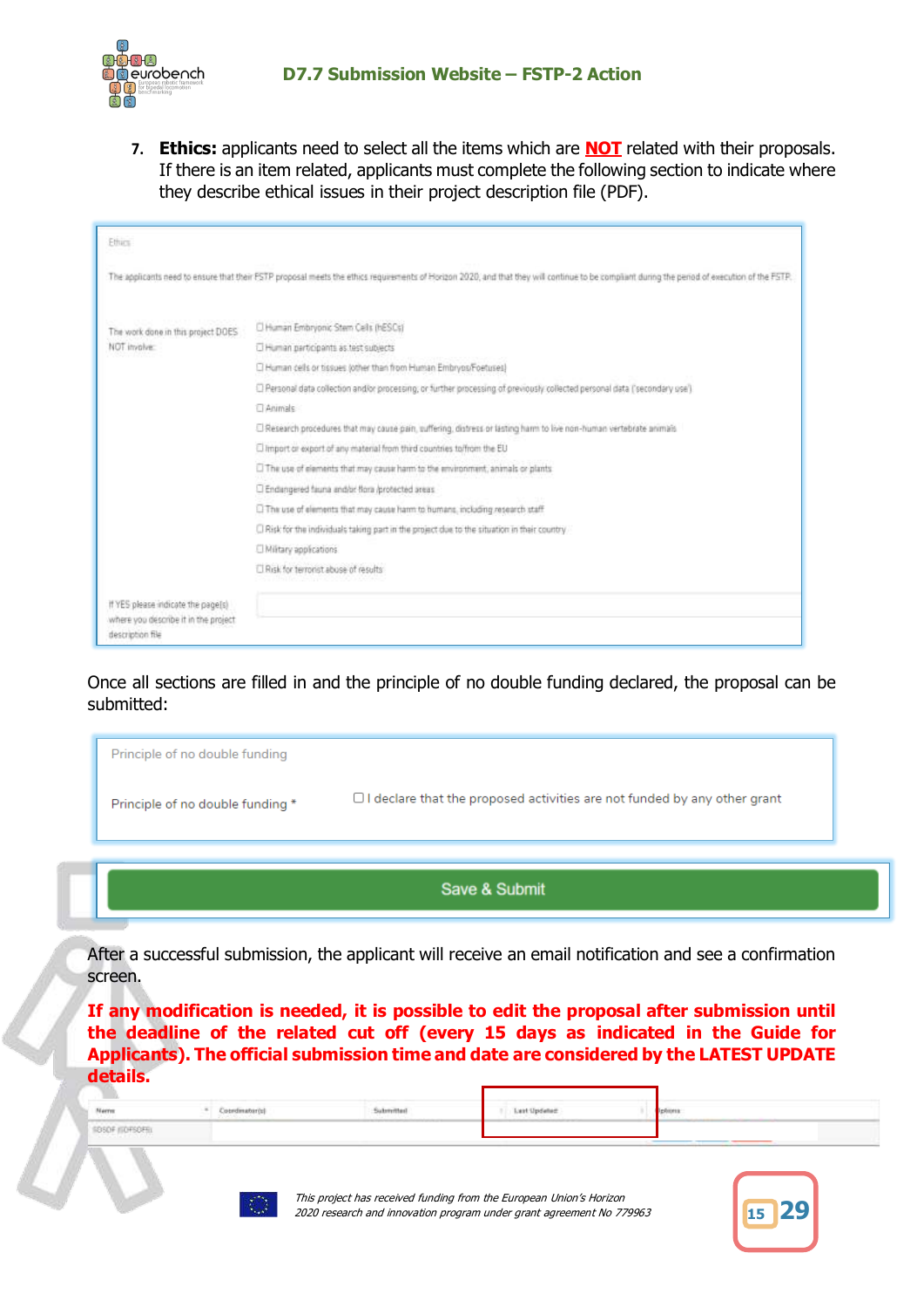7. **Ethics:** applicants need to select all the items which are **NOT** related with their proposals. If there is an item related, applicants must complete the following section to indicate where they describe ethical issues in their project description file (PDF).

Ethics

The applicants need to ensure that their FSTP proposal meets the ethics requirements of Horizon 2020, and that they will continue to be compliant during the period of execution of the FSTP.

The work done in this project DOES NOT involve:

- ☐ Human Embryonic Stem Cells (hESCs)
- ☐ Human participants as test subjects
- ☐ Human cells or tissues (other than from Human Embryos/Foetuses)
- ☐ Personal data collection and/or processing; or further processing of previously collected personal data ('secondary use')
- ☐ Animals
- ☐ Research procedures that may cause pain, suffering, distress or lasting harm to live non-human vertebrate animals
- ☐ Import or export of any material from third countries to/from the EU
- ☐ The use of elements that may cause harm to the environment, animals or plants
- ☐ Endangered fauna and/or flora /protected areas
- ☐ The use of elements that may cause harm to humans, including research staff
- ☐ Risk for the individuals taking part in the project due to the situation in their country
- ☐ Military applications
- ☐ Risk for terrorist abuse of results

If YES please indicate the page(s) where you describe it in the project description file

Once all sections are filled in and the principle of no double funding declared, the proposal can be submitted:

Principle of no double funding

Principle of no double funding * ☐ I declare that the proposed activities are not funded by any other grant

Save & Submit

After a successful submission, the applicant will receive an email notification and see a confirmation screen.

**If any modification is needed, it is possible to edit the proposal after submission until the deadline of the related cut off (every 15 days as indicated in the Guide for Applicants). The official submission time and date are considered by the LATEST UPDATE details.**

| Name | Coordinator(s) | Submitted | Last Updated | Options |
|---|---|---|---|---|
| SDSDF (SDFSDFS) | | | | |

*This project has received funding from the European Union's Horizon 2020 research and innovation program under grant agreement No 779963*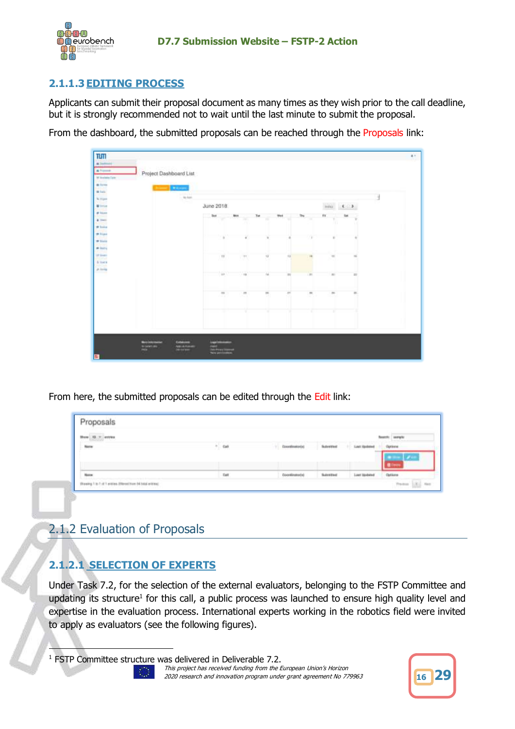### 2.1.1.3 EDITING PROCESS

Applicants can submit their proposal document as many times as they wish prior to the call deadline, but it is strongly recommended not to wait until the last minute to submit the proposal.

From the dashboard, the submitted proposals can be reached through the Proposals link:

From here, the submitted proposals can be edited through the Edit link:

## 2.1.2 Evaluation of Proposals

### 2.1.2.1 SELECTION OF EXPERTS

Under Task 7.2, for the selection of the external evaluators, belonging to the FSTP Committee and updating its structure[1] for this call, a public process was launched to ensure high quality level and expertise in the evaluation process. International experts working in the robotics field were invited to apply as evaluators (see the following figures).

[1] FSTP Committee structure was delivered in Deliverable 7.2.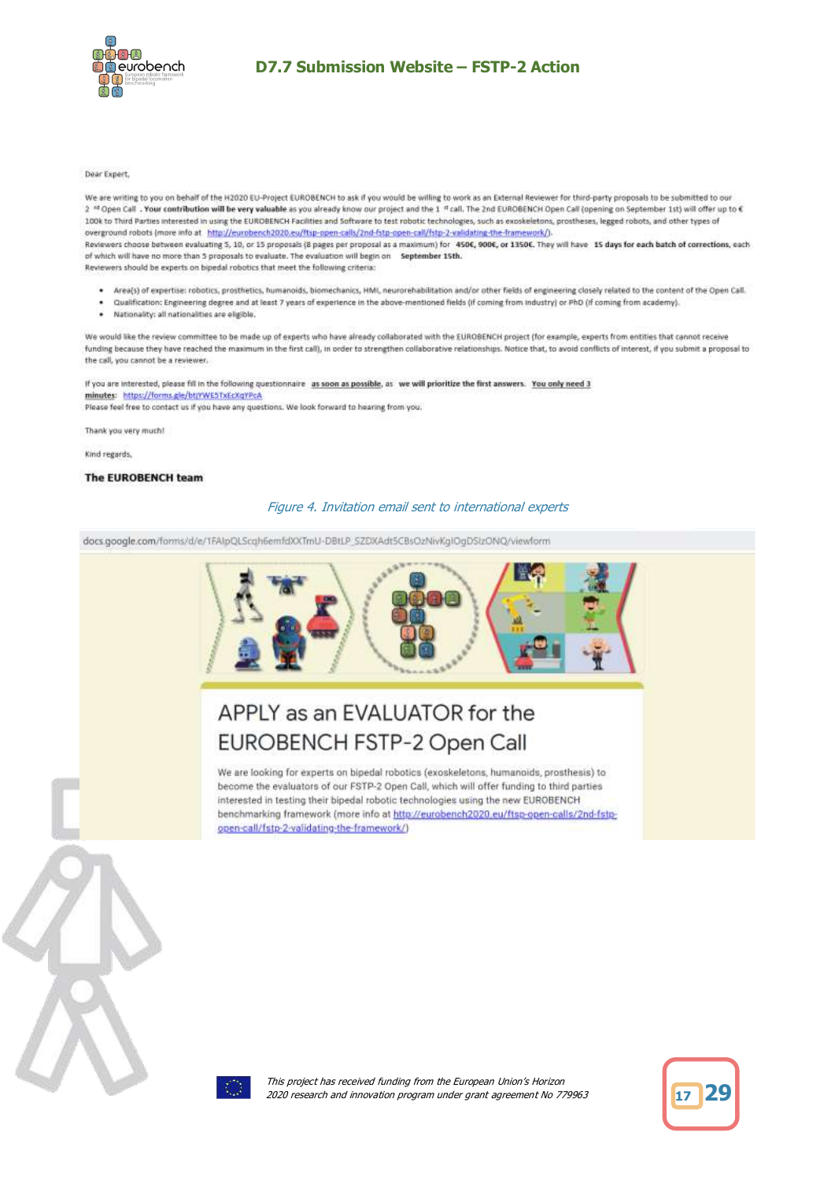Dear Expert,

We are writing to you on behalf of the H2020 EU-Project EUROBENCH to ask if you would be willing to work as an External Reviewer for third-party proposals to be submitted to our 2 nd Open Call . **Your contribution will be very valuable** as you already know our project and the 1 st call. The 2nd EUROBENCH Open Call (opening on September 1st) will offer up to € 100k to Third Parties interested in using the EUROBENCH Facilities and Software to test robotic technologies, such as exoskeletons, prostheses, legged robots, and other types of overground robots (more info at http://eurobench2020.eu/ftsp-open-calls/2nd-fstp-open-call/fstp-2-validating-the-framework/).

Reviewers choose between evaluating 5, 10, or 15 proposals (8 pages per proposal as a maximum) for **450€, 900€, or 1350€**. They will have **15 days for each batch of corrections**, each of which will have no more than 5 proposals to evaluate. The evaluation will begin on **September 15th.**

Reviewers should be experts on bipedal robotics that meet the following criteria:

- Area(s) of expertise: robotics, prosthetics, humanoids, biomechanics, HMI, neurorehabilitation and/or other fields of engineering closely related to the content of the Open Call.
- Qualification: Engineering degree and at least 7 years of experience in the above-mentioned fields (if coming from industry) or PhD (if coming from academy).
- Nationality: all nationalities are eligible.

We would like the review committee to be made up of experts who have already collaborated with the EUROBENCH project (for example, experts from entities that cannot receive funding because they have reached the maximum in the first call), in order to strengthen collaborative relationships. Notice that, to avoid conflicts of interest, if you submit a proposal to the call, you cannot be a reviewer.

If you are interested, please fill in the following questionnaire **as soon as possible**, as **we will prioritize the first answers**. **You only need 3 minutes**: https://forms.gle/btjYWE5TxEcXqYPcA

Please feel free to contact us if you have any questions. We look forward to hearing from you.

Thank you very much!

Kind regards,

**The EUROBENCH team**

*Figure 4. Invitation email sent to international experts*

docs.google.com/forms/d/e/1FAIpQLScqh6emfdXXTmU-DBtLP_SZDXAdt5CBsOzNivKgIOgDSlzONQ/viewform

APPLY as an EVALUATOR for the EUROBENCH FSTP-2 Open Call

We are looking for experts on bipedal robotics (exoskeletons, humanoids, prosthesis) to become the evaluators of our FSTP-2 Open Call, which will offer funding to third parties interested in testing their bipedal robotic technologies using the new EUROBENCH benchmarking framework (more info at http://eurobench2020.eu/ftsp-open-calls/2nd-fstp-open-call/fstp-2-validating-the-framework/)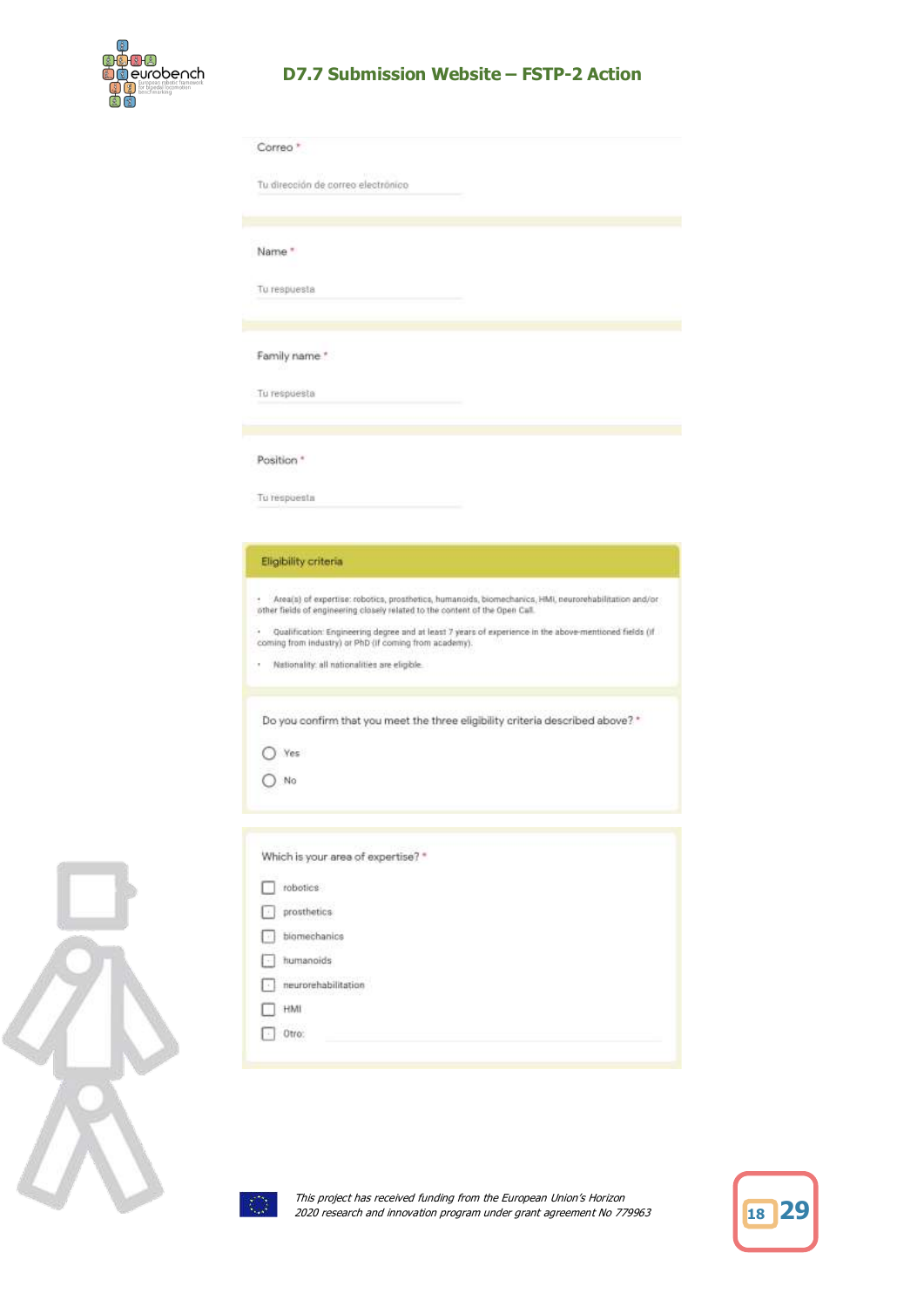Correo *

Tu dirección de correo electrónico

Name *

Tu respuesta

Family name *

Tu respuesta

Position *

Tu respuesta

**Eligibility criteria**

- Area(s) of expertise: robotics, prosthetics, humanoids, biomechanics, HMI, neurorehabilitation and/or other fields of engineering closely related to the content of the Open Call.
- Qualification: Engineering degree and at least 7 years of experience in the above-mentioned fields (if coming from industry) or PhD (if coming from academy).
- Nationality: all nationalities are eligible.

Do you confirm that you meet the three eligibility criteria described above? *

- ◯ Yes
- ◯ No

Which is your area of expertise? *

- ☐ robotics
- ☐ prosthetics
- ☐ biomechanics
- ☐ humanoids
- ☐ neurorehabilitation
- ☐ HMI
- ☐ Otro:

This project has received funding from the European Union's Horizon 2020 research and innovation program under grant agreement No 779963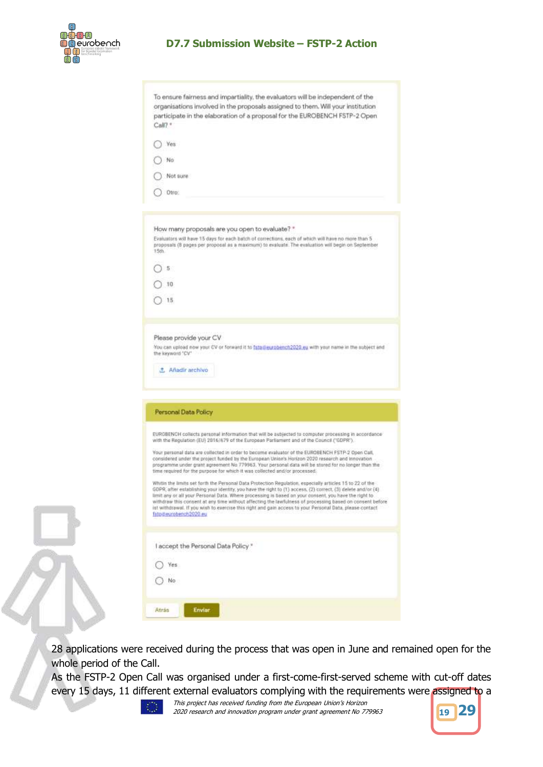To ensure fairness and impartiality, the evaluators will be independent of the organisations involved in the proposals assigned to them. Will your institution participate in the elaboration of a proposal for the EUROBENCH FSTP-2 Open Call? *

- Yes
- No
- Not sure
- Otro:

How many proposals are you open to evaluate? *

Evaluators will have 15 days for each batch of corrections, each of which will have no more than 5 proposals (8 pages per proposal as a maximum) to evaluate. The evaluation will begin on September 15th.

- 5
- 10
- 15

Please provide your CV

You can upload now your CV or forward it to fstp@eurobench2020.eu with your name in the subject and the keyword "CV"

Añadir archivo

**Personal Data Policy**

EUROBENCH collects personal information that will be subjected to computer processing in accordance with the Regulation (EU) 2016/679 of the European Parliament and of the Council ("GDPR").

Your personal data are collected in order to become evaluator of the EUROBENCH FSTP-2 Open Call, considered under the project funded by the European Union's Horizon 2020 research and innovation programme under grant agreement No 779963. Your personal data will be stored for no longer than the time required for the purpose for which it was collected and/or processed.

Within the limits set forth the Personal Data Protection Regulation, especially articles 15 to 22 of the GDPR, after establishing your identity, you have the right to (1) access, (2) correct, (3) delete and/or (4) limit any or all your Personal Data. Where processing is based on your consent, you have the right to withdraw this consent at any time without affecting the lawfulness of processing based on consent before its withdrawal. If you wish to exercise this right and gain access to your Personal Data, please contact fstp@eurobench2020.eu

I accept the Personal Data Policy *

- Yes
- No

Atrás | Enviar

28 applications were received during the process that was open in June and remained open for the whole period of the Call.

As the FSTP-2 Open Call was organised under a first-come-first-served scheme with cut-off dates every 15 days, 11 different external evaluators complying with the requirements were assigned to a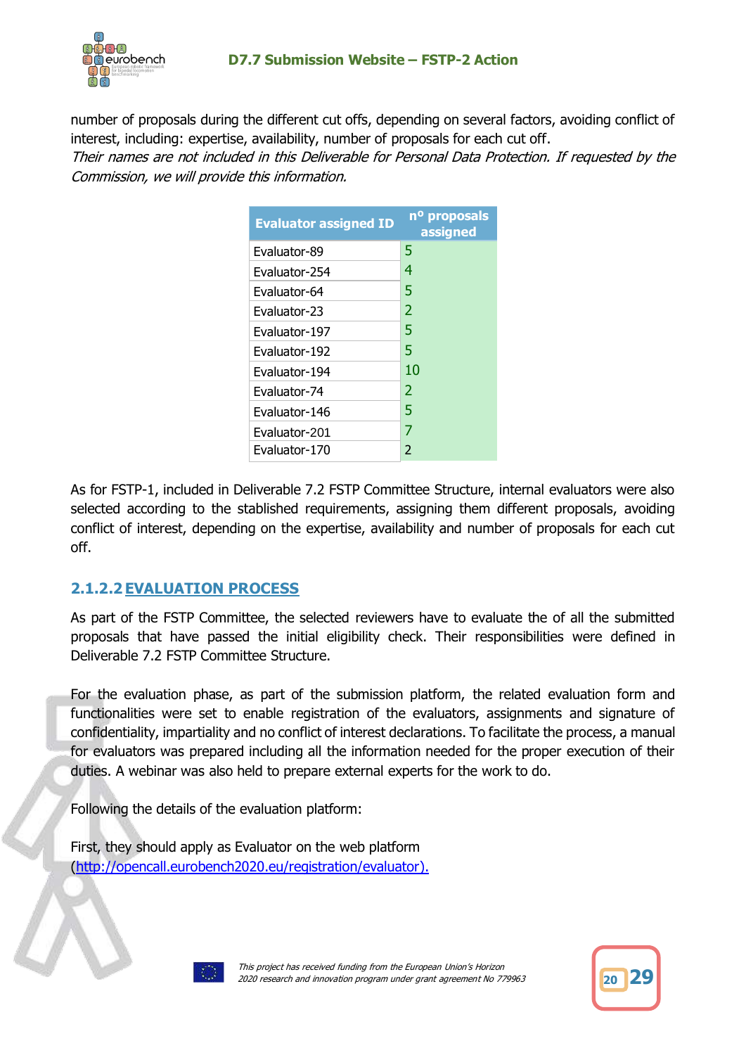number of proposals during the different cut offs, depending on several factors, avoiding conflict of interest, including: expertise, availability, number of proposals for each cut off.

*Their names are not included in this Deliverable for Personal Data Protection. If requested by the Commission, we will provide this information.*

| Evaluator assigned ID | nº proposals assigned |
|---|---|
| Evaluator-89 | 5 |
| Evaluator-254 | 4 |
| Evaluator-64 | 5 |
| Evaluator-23 | 2 |
| Evaluator-197 | 5 |
| Evaluator-192 | 5 |
| Evaluator-194 | 10 |
| Evaluator-74 | 2 |
| Evaluator-146 | 5 |
| Evaluator-201 | 7 |
| Evaluator-170 | 2 |

As for FSTP-1, included in Deliverable 7.2 FSTP Committee Structure, internal evaluators were also selected according to the stablished requirements, assigning them different proposals, avoiding conflict of interest, depending on the expertise, availability and number of proposals for each cut off.

#### 2.1.2.2 EVALUATION PROCESS

As part of the FSTP Committee, the selected reviewers have to evaluate the of all the submitted proposals that have passed the initial eligibility check. Their responsibilities were defined in Deliverable 7.2 FSTP Committee Structure.

For the evaluation phase, as part of the submission platform, the related evaluation form and functionalities were set to enable registration of the evaluators, assignments and signature of confidentiality, impartiality and no conflict of interest declarations. To facilitate the process, a manual for evaluators was prepared including all the information needed for the proper execution of their duties. A webinar was also held to prepare external experts for the work to do.

Following the details of the evaluation platform:

First, they should apply as Evaluator on the web platform (http://opencall.eurobench2020.eu/registration/evaluator).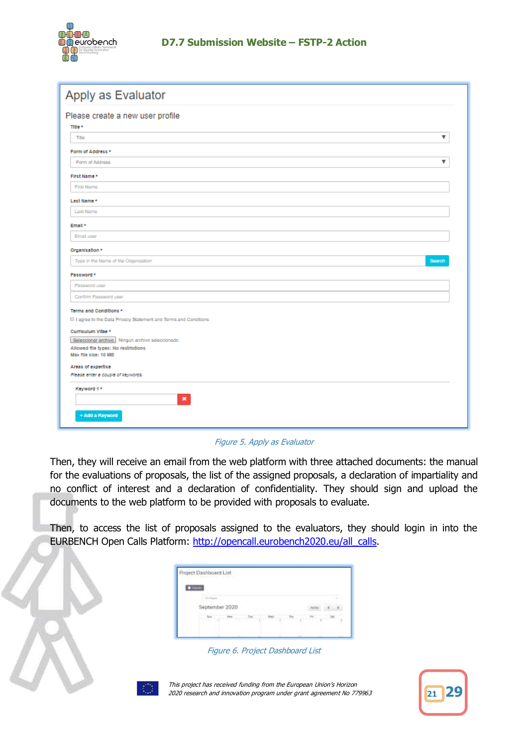Figure 5. Apply as Evaluator

Then, they will receive an email from the web platform with three attached documents: the manual for the evaluations of proposals, the list of the assigned proposals, a declaration of impartiality and no conflict of interest and a declaration of confidentiality. They should sign and upload the documents to the web platform to be provided with proposals to evaluate.

Then, to access the list of proposals assigned to the evaluators, they should login in into the EURBENCH Open Calls Platform: [http://opencall.eurobench2020.eu/all_calls](http://opencall.eurobench2020.eu/all_calls).

Figure 6. Project Dashboard List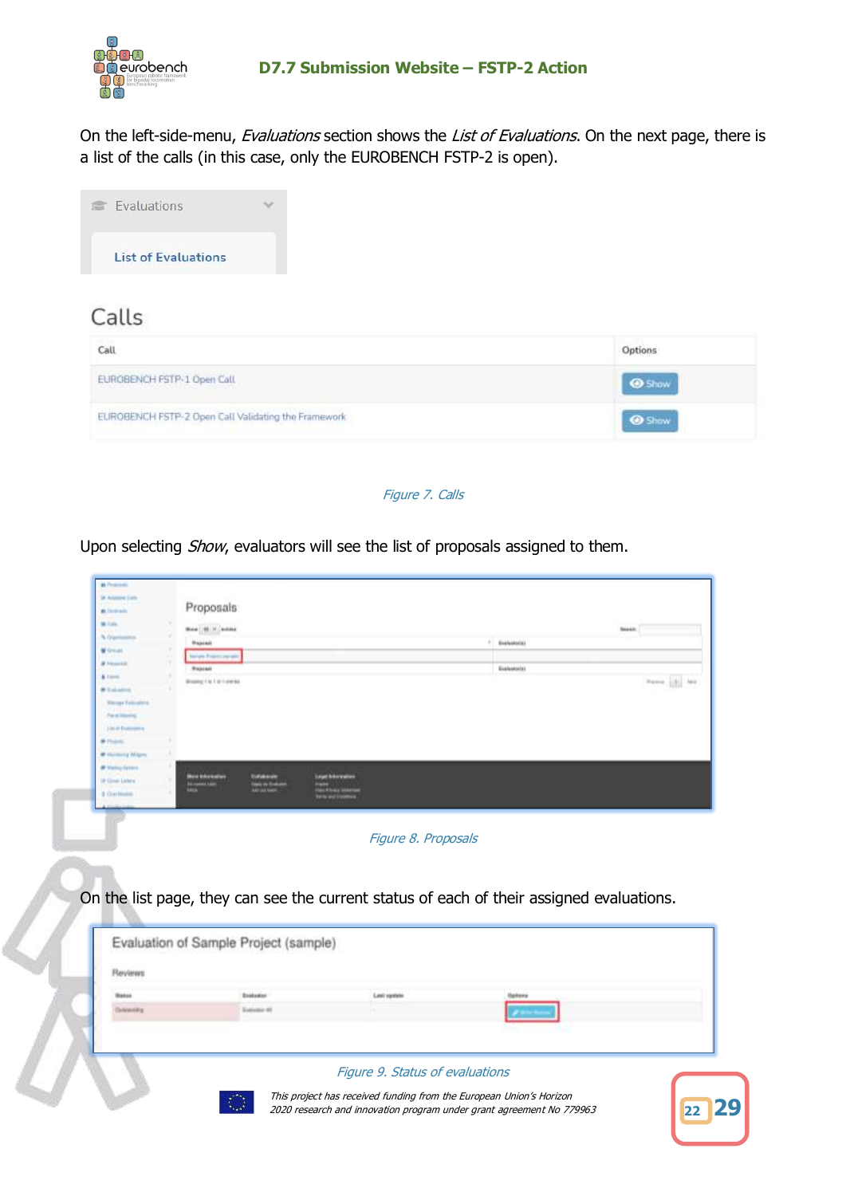On the left-side-menu, *Evaluations* section shows the *List of Evaluations*. On the next page, there is a list of the calls (in this case, only the EUROBENCH FSTP-2 is open).

*Figure 7. Calls*

Upon selecting *Show*, evaluators will see the list of proposals assigned to them.

*Figure 8. Proposals*

On the list page, they can see the current status of each of their assigned evaluations.

*Figure 9. Status of evaluations*

This project has received funding from the European Union's Horizon 2020 research and innovation program under grant agreement No 779963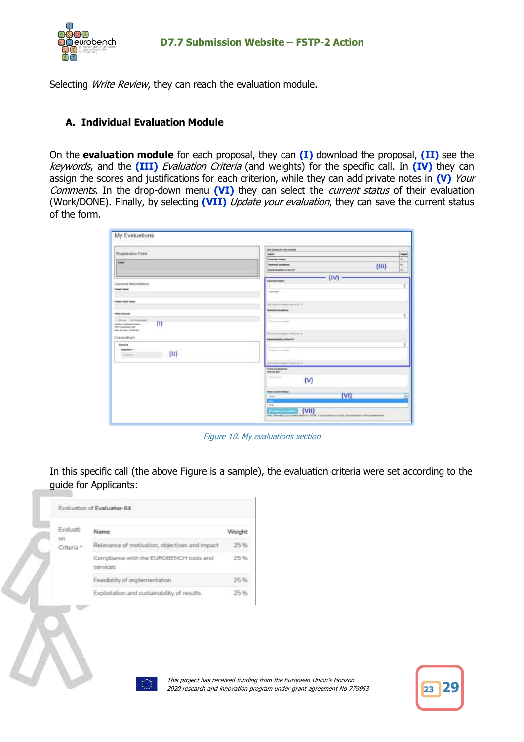Selecting *Write Review*, they can reach the evaluation module.

### A. Individual Evaluation Module

On the **evaluation module** for each proposal, they can **(I)** download the proposal, **(II)** see the *keywords*, and the **(III)** *Evaluation Criteria* (and weights) for the specific call. In **(IV)** they can assign the scores and justifications for each criterion, while they can add private notes in **(V)** *Your Comments*. In the drop-down menu **(VI)** they can select the *current status* of their evaluation (Work/DONE). Finally, by selecting **(VII)** *Update your evaluation*, they can save the current status of the form.

*Figure 10. My evaluations section*

In this specific call (the above Figure is a sample), the evaluation criteria were set according to the guide for Applicants:

Evaluation of **Evaluator-64**

| Evaluation Criteria * | Name | Weight |
|---|---|---|
| | Relevance of motivation, objectives and impact | 25 % |
| | Compliance with the EUROBENCH tools and services | 25 % |
| | Feasibility of implementation | 25 % |
| | Exploitation and sustainability of results | 25 % |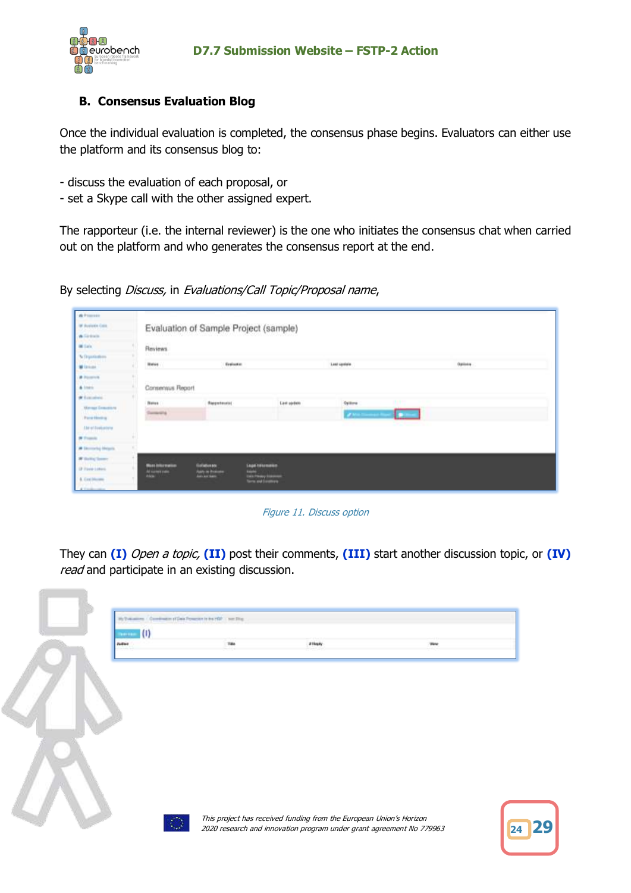## B. Consensus Evaluation Blog

Once the individual evaluation is completed, the consensus phase begins. Evaluators can either use the platform and its consensus blog to:

- discuss the evaluation of each proposal, or
- set a Skype call with the other assigned expert.

The rapporteur (i.e. the internal reviewer) is the one who initiates the consensus chat when carried out on the platform and who generates the consensus report at the end.

By selecting *Discuss,* in *Evaluations/Call Topic/Proposal name*,

Figure 11. Discuss option

They can **(I)** *Open a topic,* **(II)** post their comments, **(III)** start another discussion topic, or **(IV)** *read* and participate in an existing discussion.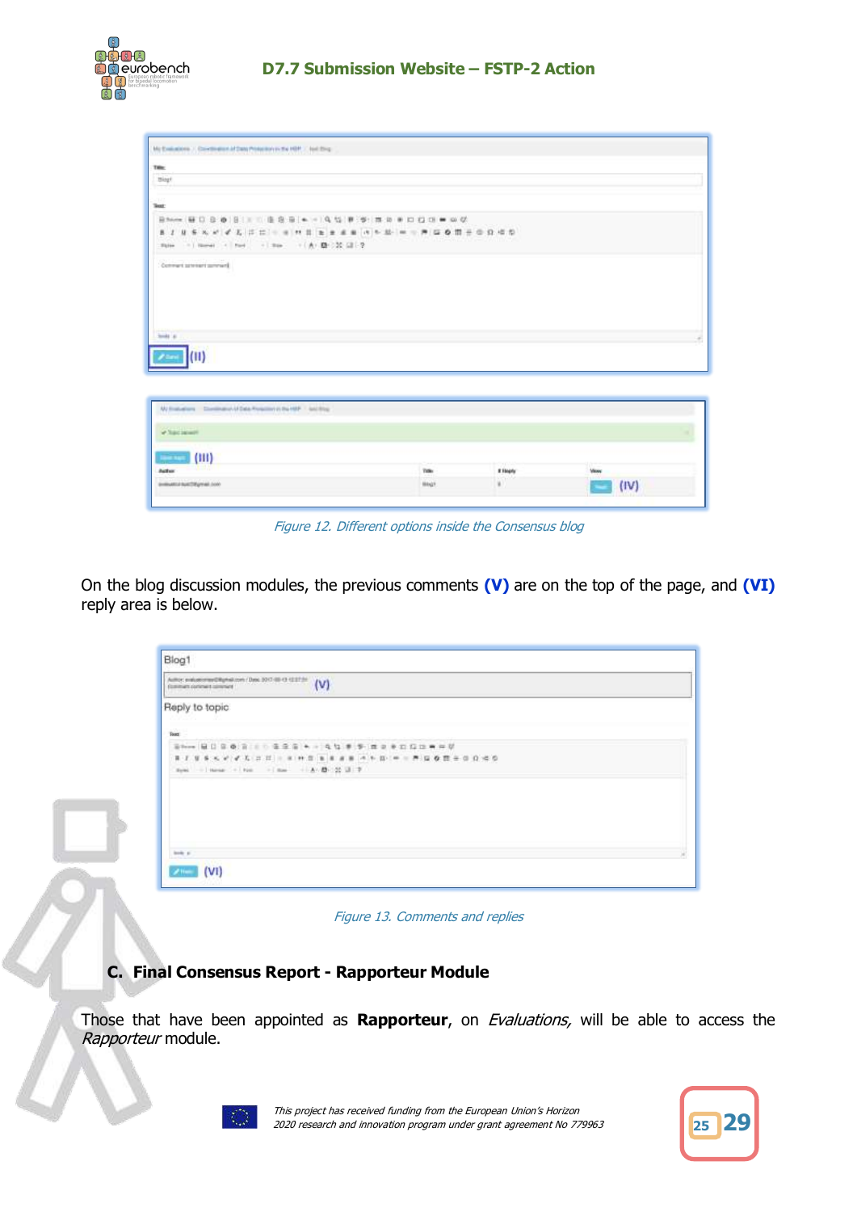Figure 12. Different options inside the Consensus blog

On the blog discussion modules, the previous comments **(V)** are on the top of the page, and **(VI)** reply area is below.

Figure 13. Comments and replies

### C. Final Consensus Report - Rapporteur Module

Those that have been appointed as **Rapporteur**, on *Evaluations,* will be able to access the *Rapporteur* module.

*This project has received funding from the European Union's Horizon 2020 research and innovation program under grant agreement No 779963*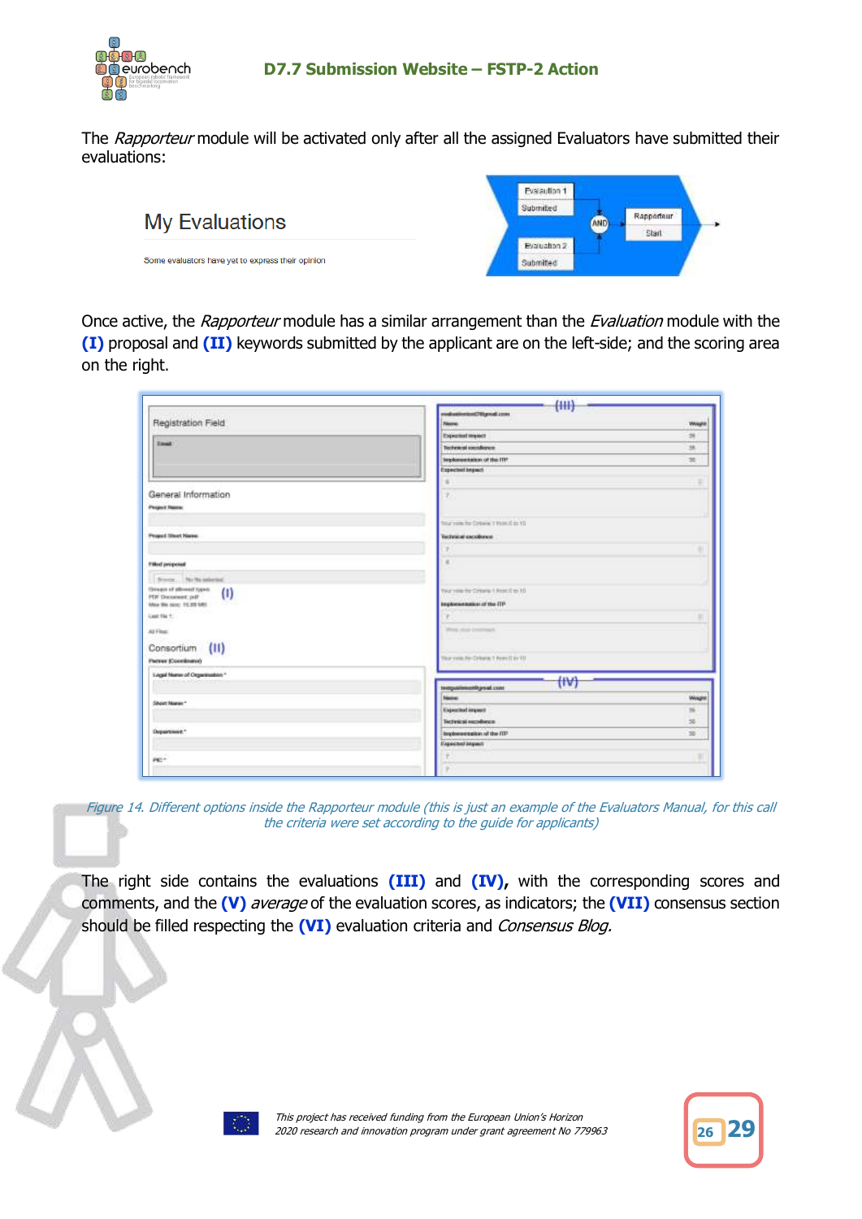The *Rapporteur* module will be activated only after all the assigned Evaluators have submitted their evaluations:

Once active, the *Rapporteur* module has a similar arrangement than the *Evaluation* module with the **(I)** proposal and **(II)** keywords submitted by the applicant are on the left-side; and the scoring area on the right.

*Figure 14. Different options inside the Rapporteur module (this is just an example of the Evaluators Manual, for this call the criteria were set according to the guide for applicants)*

The right side contains the evaluations **(III)** and **(IV)**, with the corresponding scores and comments, and the **(V)** *average* of the evaluation scores, as indicators; the **(VII)** consensus section should be filled respecting the **(VI)** evaluation criteria and *Consensus Blog.*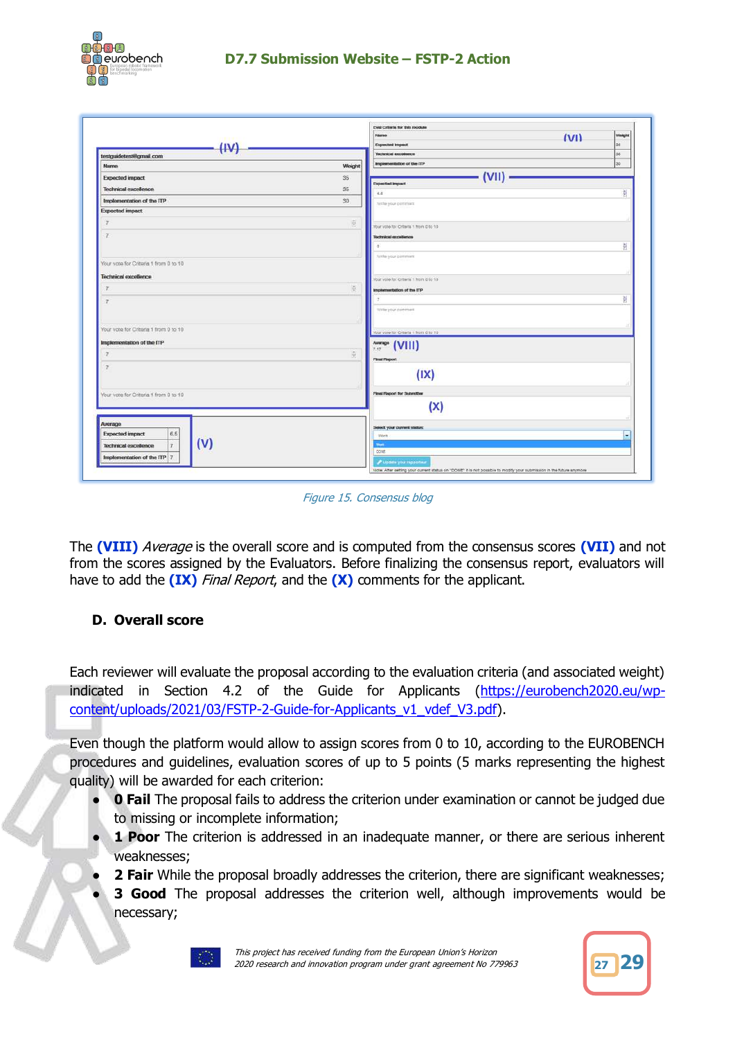Figure 15. Consensus blog

The **(VIII)** *Average* is the overall score and is computed from the consensus scores **(VII)** and not from the scores assigned by the Evaluators. Before finalizing the consensus report, evaluators will have to add the **(IX)** *Final Report*, and the **(X)** comments for the applicant.

## D. Overall score

Each reviewer will evaluate the proposal according to the evaluation criteria (and associated weight) indicated in Section 4.2 of the Guide for Applicants (https://eurobench2020.eu/wp-content/uploads/2021/03/FSTP-2-Guide-for-Applicants_v1_vdef_V3.pdf).

Even though the platform would allow to assign scores from 0 to 10, according to the EUROBENCH procedures and guidelines, evaluation scores of up to 5 points (5 marks representing the highest quality) will be awarded for each criterion:

- **0 Fail** The proposal fails to address the criterion under examination or cannot be judged due to missing or incomplete information;
- **1 Poor** The criterion is addressed in an inadequate manner, or there are serious inherent weaknesses;
- **2 Fair** While the proposal broadly addresses the criterion, there are significant weaknesses;
- **3 Good** The proposal addresses the criterion well, although improvements would be necessary;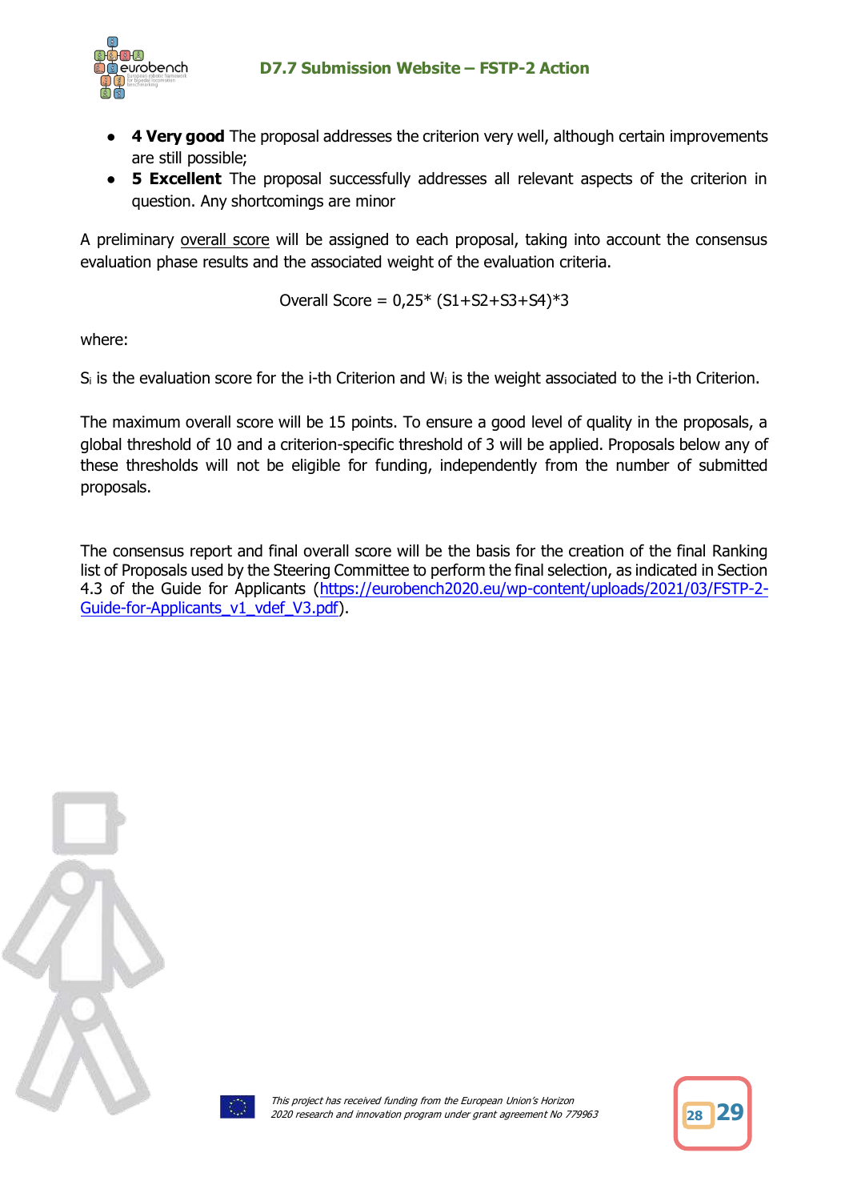- **4 Very good** The proposal addresses the criterion very well, although certain improvements are still possible;
- **5 Excellent** The proposal successfully addresses all relevant aspects of the criterion in question. Any shortcomings are minor

A preliminary overall score will be assigned to each proposal, taking into account the consensus evaluation phase results and the associated weight of the evaluation criteria.

$$\text{Overall Score} = 0{,}25 * (S1+S2+S3+S4)*3$$

where:

$S_i$ is the evaluation score for the i-th Criterion and $W_i$ is the weight associated to the i-th Criterion.

The maximum overall score will be 15 points. To ensure a good level of quality in the proposals, a global threshold of 10 and a criterion-specific threshold of 3 will be applied. Proposals below any of these thresholds will not be eligible for funding, independently from the number of submitted proposals.

The consensus report and final overall score will be the basis for the creation of the final Ranking list of Proposals used by the Steering Committee to perform the final selection, as indicated in Section 4.3 of the Guide for Applicants (https://eurobench2020.eu/wp-content/uploads/2021/03/FSTP-2-Guide-for-Applicants_v1_vdef_V3.pdf).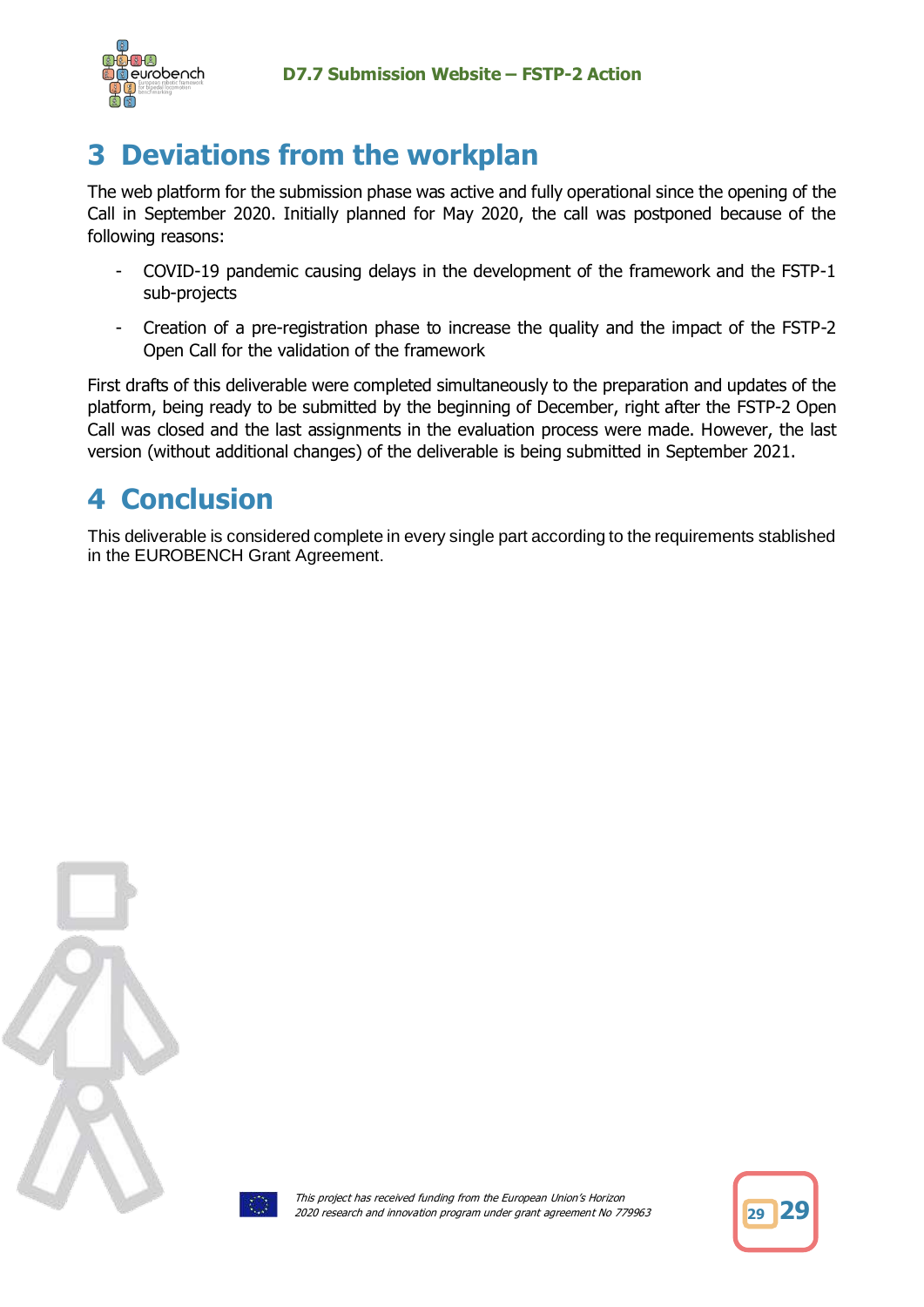# 3 Deviations from the workplan

The web platform for the submission phase was active and fully operational since the opening of the Call in September 2020. Initially planned for May 2020, the call was postponed because of the following reasons:

- COVID-19 pandemic causing delays in the development of the framework and the FSTP-1 sub-projects
- Creation of a pre-registration phase to increase the quality and the impact of the FSTP-2 Open Call for the validation of the framework

First drafts of this deliverable were completed simultaneously to the preparation and updates of the platform, being ready to be submitted by the beginning of December, right after the FSTP-2 Open Call was closed and the last assignments in the evaluation process were made. However, the last version (without additional changes) of the deliverable is being submitted in September 2021.

# 4 Conclusion

This deliverable is considered complete in every single part according to the requirements stablished in the EUROBENCH Grant Agreement.